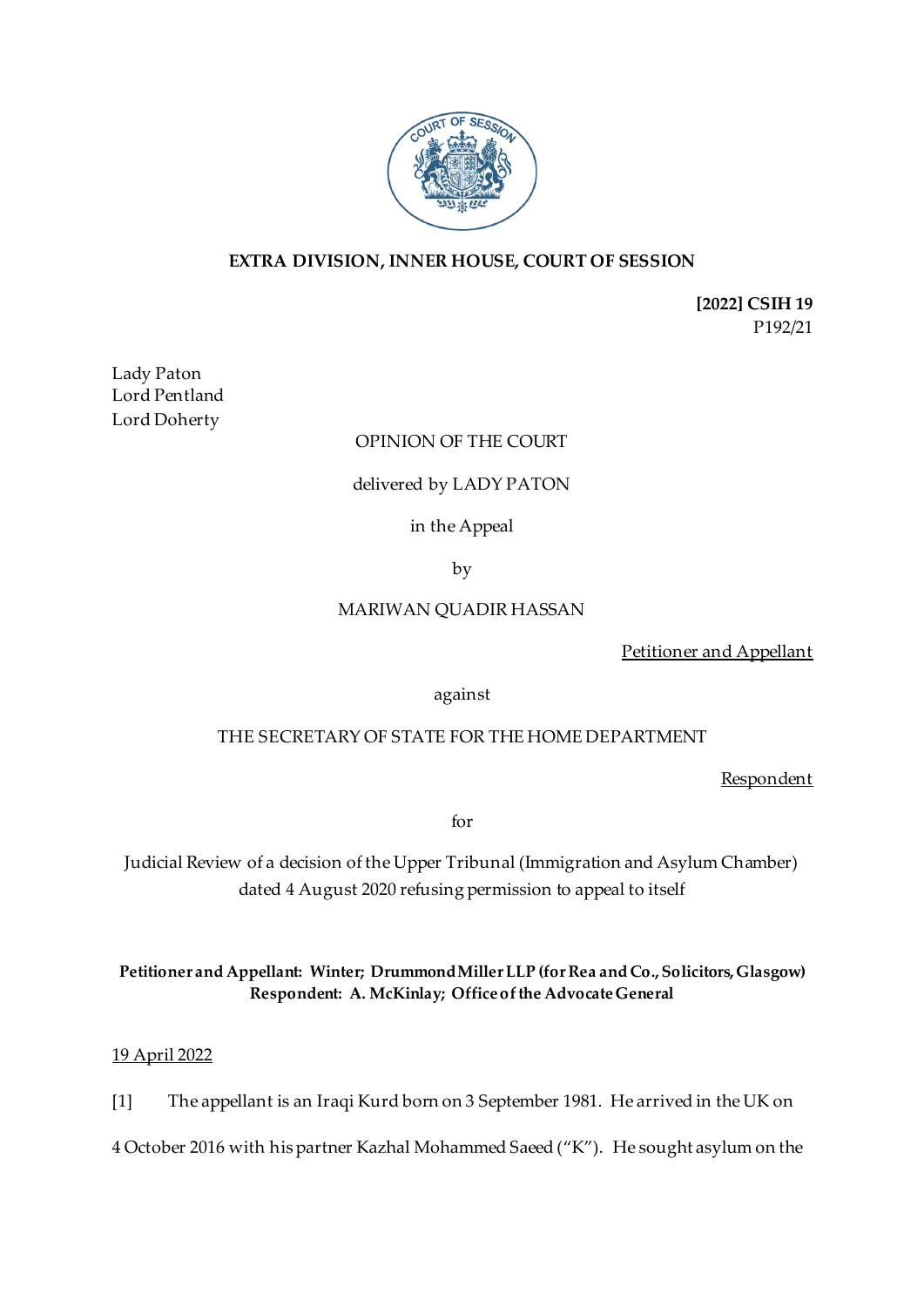**EXTRA DIVISION, INNER HOUSE, COURT OF SESSION**

**[2022] CSIH 19**
P192/21

Lady Paton
Lord Pentland
Lord Doherty

OPINION OF THE COURT

delivered by LADY PATON

in the Appeal

by

MARIWAN QUADIR HASSAN

Petitioner and Appellant

against

THE SECRETARY OF STATE FOR THE HOME DEPARTMENT

Respondent

for

Judicial Review of a decision of the Upper Tribunal (Immigration and Asylum Chamber) dated 4 August 2020 refusing permission to appeal to itself

**Petitioner and Appellant: Winter; Drummond Miller LLP (for Rea and Co., Solicitors, Glasgow)**
**Respondent: A. McKinlay; Office of the Advocate General**

19 April 2022

[1] The appellant is an Iraqi Kurd born on 3 September 1981. He arrived in the UK on 4 October 2016 with his partner Kazhal Mohammed Saeed ("K"). He sought asylum on the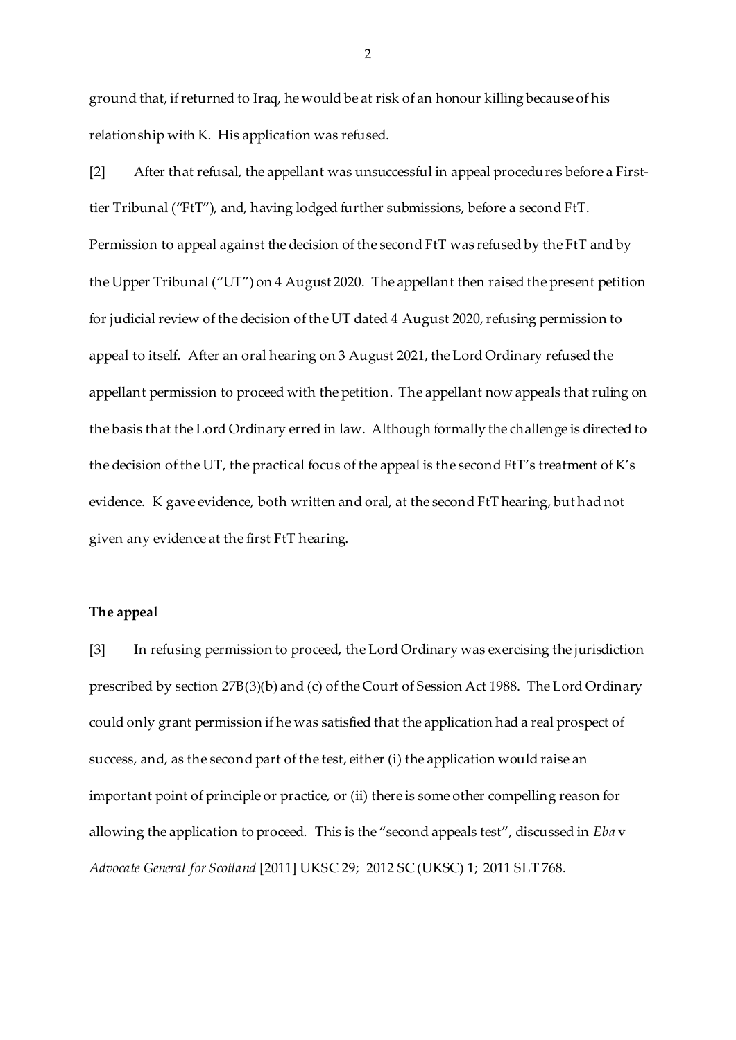ground that, if returned to Iraq, he would be at risk of an honour killing because of his relationship with K. His application was refused.

[2] After that refusal, the appellant was unsuccessful in appeal procedures before a First-tier Tribunal ("FtT"), and, having lodged further submissions, before a second FtT. Permission to appeal against the decision of the second FtT was refused by the FtT and by the Upper Tribunal ("UT") on 4 August 2020. The appellant then raised the present petition for judicial review of the decision of the UT dated 4 August 2020, refusing permission to appeal to itself. After an oral hearing on 3 August 2021, the Lord Ordinary refused the appellant permission to proceed with the petition. The appellant now appeals that ruling on the basis that the Lord Ordinary erred in law. Although formally the challenge is directed to the decision of the UT, the practical focus of the appeal is the second FtT's treatment of K's evidence. K gave evidence, both written and oral, at the second FtT hearing, but had not given any evidence at the first FtT hearing.

**The appeal**

[3] In refusing permission to proceed, the Lord Ordinary was exercising the jurisdiction prescribed by section 27B(3)(b) and (c) of the Court of Session Act 1988. The Lord Ordinary could only grant permission if he was satisfied that the application had a real prospect of success, and, as the second part of the test, either (i) the application would raise an important point of principle or practice, or (ii) there is some other compelling reason for allowing the application to proceed. This is the "second appeals test", discussed in *Eba* v *Advocate General for Scotland* [2011] UKSC 29; 2012 SC (UKSC) 1; 2011 SLT 768.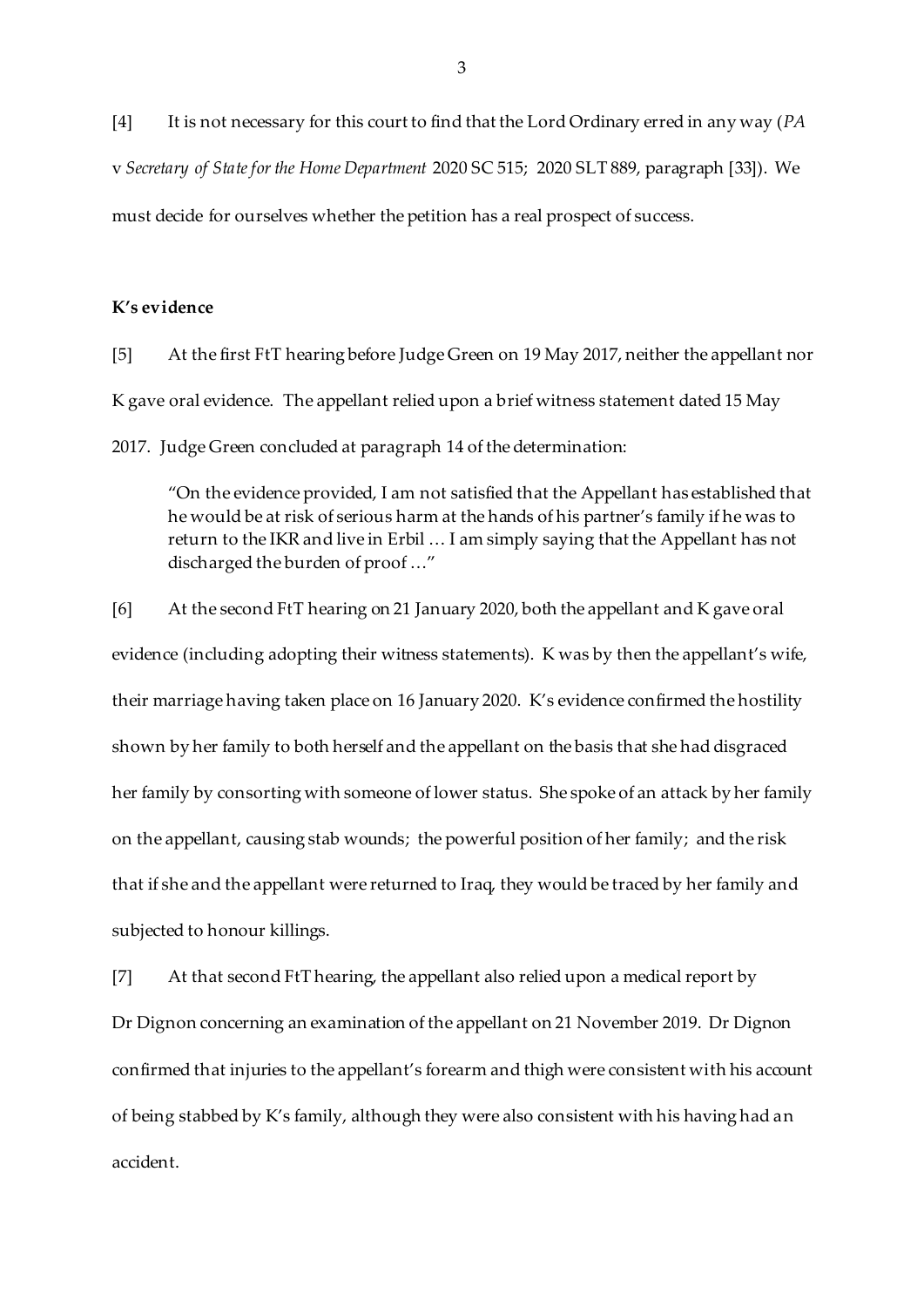[4] It is not necessary for this court to find that the Lord Ordinary erred in any way (*PA* v *Secretary of State for the Home Department* 2020 SC 515; 2020 SLT 889, paragraph [33]). We must decide for ourselves whether the petition has a real prospect of success.

**K's evidence**

[5] At the first FtT hearing before Judge Green on 19 May 2017, neither the appellant nor K gave oral evidence. The appellant relied upon a brief witness statement dated 15 May 2017. Judge Green concluded at paragraph 14 of the determination:

> "On the evidence provided, I am not satisfied that the Appellant has established that he would be at risk of serious harm at the hands of his partner's family if he was to return to the IKR and live in Erbil … I am simply saying that the Appellant has not discharged the burden of proof …"

[6] At the second FtT hearing on 21 January 2020, both the appellant and K gave oral evidence (including adopting their witness statements). K was by then the appellant's wife, their marriage having taken place on 16 January 2020. K's evidence confirmed the hostility shown by her family to both herself and the appellant on the basis that she had disgraced her family by consorting with someone of lower status. She spoke of an attack by her family on the appellant, causing stab wounds; the powerful position of her family; and the risk that if she and the appellant were returned to Iraq, they would be traced by her family and subjected to honour killings.

[7] At that second FtT hearing, the appellant also relied upon a medical report by Dr Dignon concerning an examination of the appellant on 21 November 2019. Dr Dignon confirmed that injuries to the appellant's forearm and thigh were consistent with his account of being stabbed by K's family, although they were also consistent with his having had an accident.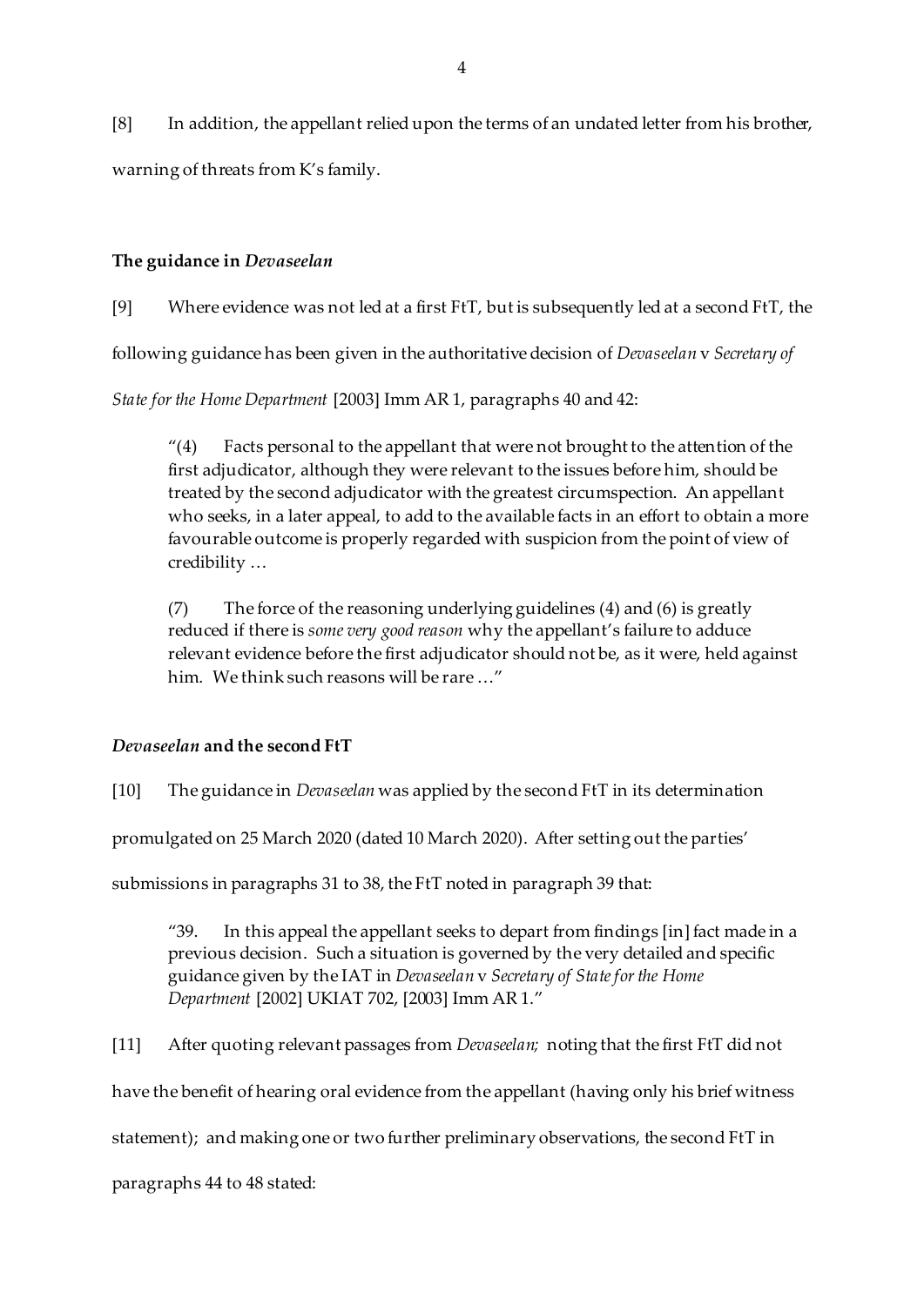[8] In addition, the appellant relied upon the terms of an undated letter from his brother, warning of threats from K's family.

**The guidance in *Devaseelan***

[9] Where evidence was not led at a first FtT, but is subsequently led at a second FtT, the following guidance has been given in the authoritative decision of *Devaseelan* v *Secretary of State for the Home Department* [2003] Imm AR 1, paragraphs 40 and 42:

> "(4) Facts personal to the appellant that were not brought to the attention of the first adjudicator, although they were relevant to the issues before him, should be treated by the second adjudicator with the greatest circumspection. An appellant who seeks, in a later appeal, to add to the available facts in an effort to obtain a more favourable outcome is properly regarded with suspicion from the point of view of credibility …
>
> (7) The force of the reasoning underlying guidelines (4) and (6) is greatly reduced if there is *some very good reason* why the appellant's failure to adduce relevant evidence before the first adjudicator should not be, as it were, held against him. We think such reasons will be rare …"

***Devaseelan* and the second FtT**

[10] The guidance in *Devaseelan* was applied by the second FtT in its determination promulgated on 25 March 2020 (dated 10 March 2020). After setting out the parties' submissions in paragraphs 31 to 38, the FtT noted in paragraph 39 that:

> "39. In this appeal the appellant seeks to depart from findings [in] fact made in a previous decision. Such a situation is governed by the very detailed and specific guidance given by the IAT in *Devaseelan* v *Secretary of State for the Home Department* [2002] UKIAT 702, [2003] Imm AR 1."

[11] After quoting relevant passages from *Devaseelan;* noting that the first FtT did not have the benefit of hearing oral evidence from the appellant (having only his brief witness statement); and making one or two further preliminary observations, the second FtT in paragraphs 44 to 48 stated: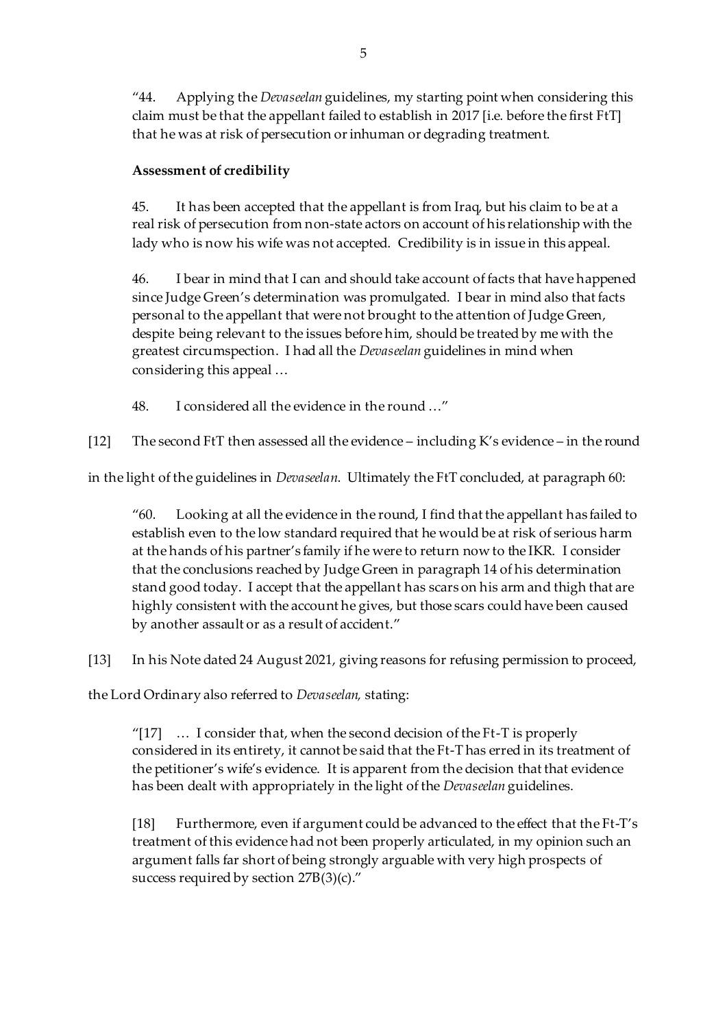"44. Applying the *Devaseelan* guidelines, my starting point when considering this claim must be that the appellant failed to establish in 2017 [i.e. before the first FtT] that he was at risk of persecution or inhuman or degrading treatment.

**Assessment of credibility**

45. It has been accepted that the appellant is from Iraq, but his claim to be at a real risk of persecution from non-state actors on account of his relationship with the lady who is now his wife was not accepted. Credibility is in issue in this appeal.

46. I bear in mind that I can and should take account of facts that have happened since Judge Green's determination was promulgated. I bear in mind also that facts personal to the appellant that were not brought to the attention of Judge Green, despite being relevant to the issues before him, should be treated by me with the greatest circumspection. I had all the *Devaseelan* guidelines in mind when considering this appeal …

48. I considered all the evidence in the round …"

[12] The second FtT then assessed all the evidence – including K's evidence – in the round in the light of the guidelines in *Devaseelan*. Ultimately the FtT concluded, at paragraph 60:

"60. Looking at all the evidence in the round, I find that the appellant has failed to establish even to the low standard required that he would be at risk of serious harm at the hands of his partner's family if he were to return now to the IKR. I consider that the conclusions reached by Judge Green in paragraph 14 of his determination stand good today. I accept that the appellant has scars on his arm and thigh that are highly consistent with the account he gives, but those scars could have been caused by another assault or as a result of accident."

[13] In his Note dated 24 August 2021, giving reasons for refusing permission to proceed, the Lord Ordinary also referred to *Devaseelan,* stating:

"[17] … I consider that, when the second decision of the Ft-T is properly considered in its entirety, it cannot be said that the Ft-T has erred in its treatment of the petitioner's wife's evidence. It is apparent from the decision that that evidence has been dealt with appropriately in the light of the *Devaseelan* guidelines.

[18] Furthermore, even if argument could be advanced to the effect that the Ft-T's treatment of this evidence had not been properly articulated, in my opinion such an argument falls far short of being strongly arguable with very high prospects of success required by section 27B(3)(c)."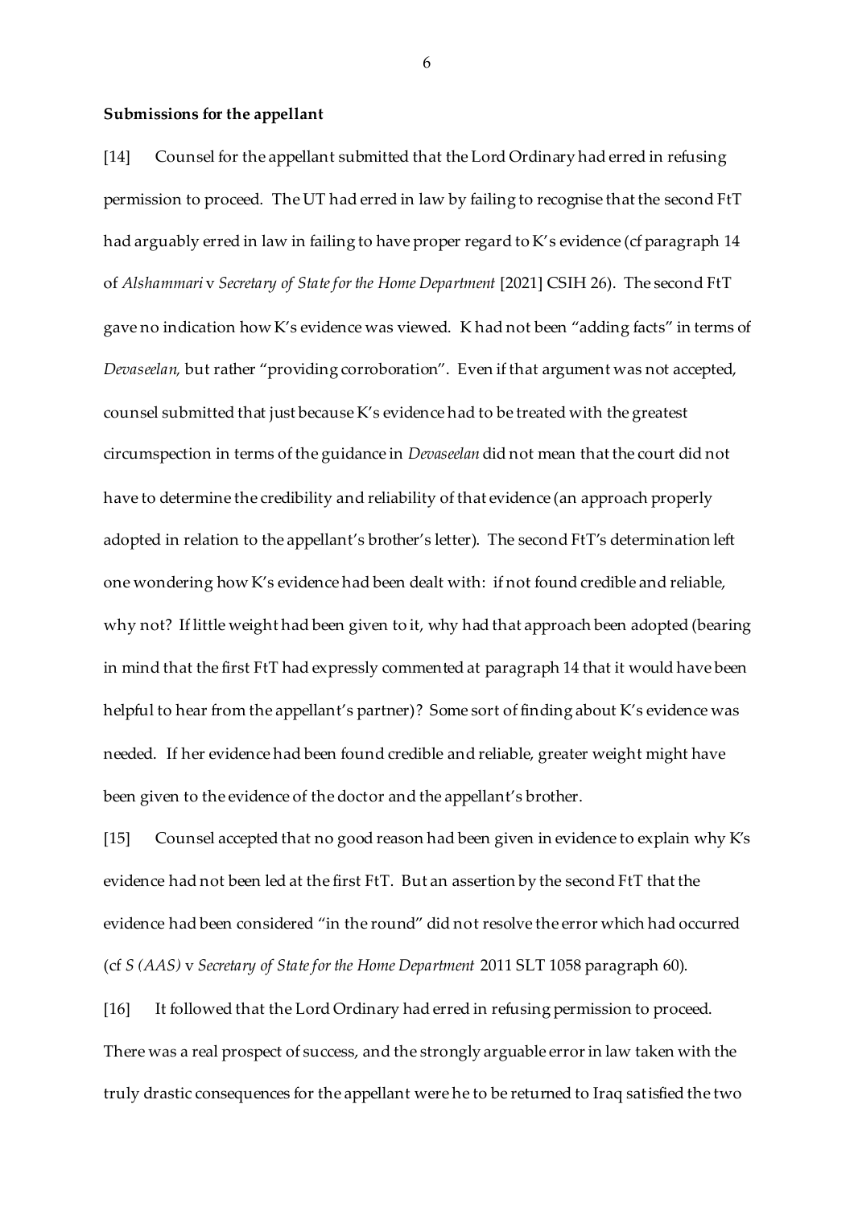**Submissions for the appellant**

[14] Counsel for the appellant submitted that the Lord Ordinary had erred in refusing permission to proceed. The UT had erred in law by failing to recognise that the second FtT had arguably erred in law in failing to have proper regard to K's evidence (cf paragraph 14 of *Alshammari* v *Secretary of State for the Home Department* [2021] CSIH 26). The second FtT gave no indication how K's evidence was viewed. K had not been "adding facts" in terms of *Devaseelan,* but rather "providing corroboration". Even if that argument was not accepted, counsel submitted that just because K's evidence had to be treated with the greatest circumspection in terms of the guidance in *Devaseelan* did not mean that the court did not have to determine the credibility and reliability of that evidence (an approach properly adopted in relation to the appellant's brother's letter). The second FtT's determination left one wondering how K's evidence had been dealt with: if not found credible and reliable, why not? If little weight had been given to it, why had that approach been adopted (bearing in mind that the first FtT had expressly commented at paragraph 14 that it would have been helpful to hear from the appellant's partner)? Some sort of finding about K's evidence was needed. If her evidence had been found credible and reliable, greater weight might have been given to the evidence of the doctor and the appellant's brother.

[15] Counsel accepted that no good reason had been given in evidence to explain why K's evidence had not been led at the first FtT. But an assertion by the second FtT that the evidence had been considered "in the round" did not resolve the error which had occurred (cf *S (AAS)* v *Secretary of State for the Home Department* 2011 SLT 1058 paragraph 60).

[16] It followed that the Lord Ordinary had erred in refusing permission to proceed. There was a real prospect of success, and the strongly arguable error in law taken with the truly drastic consequences for the appellant were he to be returned to Iraq satisfied the two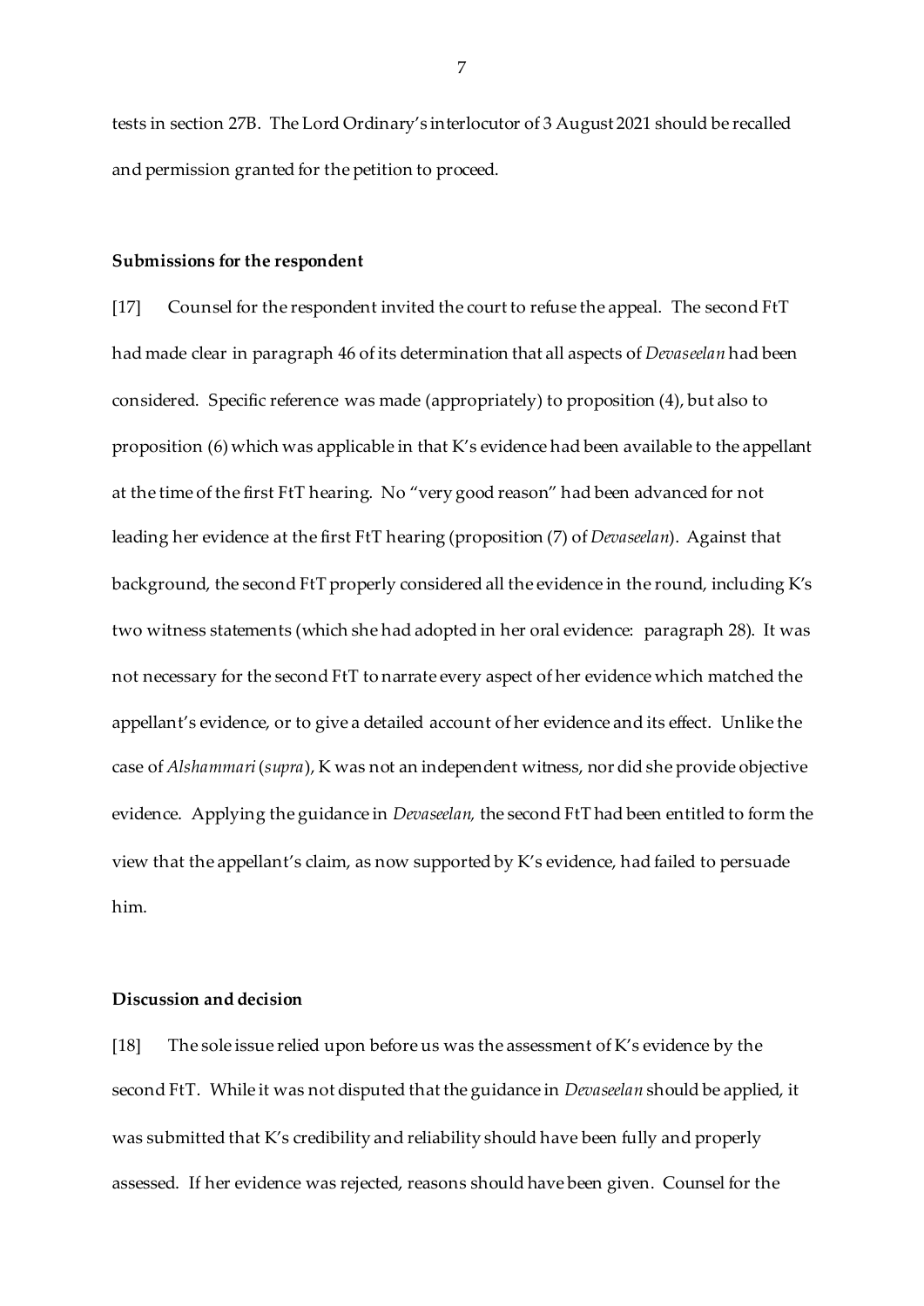tests in section 27B. The Lord Ordinary's interlocutor of 3 August 2021 should be recalled and permission granted for the petition to proceed.

**Submissions for the respondent**

[17] Counsel for the respondent invited the court to refuse the appeal. The second FtT had made clear in paragraph 46 of its determination that all aspects of *Devaseelan* had been considered. Specific reference was made (appropriately) to proposition (4), but also to proposition (6) which was applicable in that K's evidence had been available to the appellant at the time of the first FtT hearing. No "very good reason" had been advanced for not leading her evidence at the first FtT hearing (proposition (7) of *Devaseelan*). Against that background, the second FtT properly considered all the evidence in the round, including K's two witness statements (which she had adopted in her oral evidence: paragraph 28). It was not necessary for the second FtT to narrate every aspect of her evidence which matched the appellant's evidence, or to give a detailed account of her evidence and its effect. Unlike the case of *Alshammari* (*supra*), K was not an independent witness, nor did she provide objective evidence. Applying the guidance in *Devaseelan,* the second FtT had been entitled to form the view that the appellant's claim, as now supported by K's evidence, had failed to persuade him.

**Discussion and decision**

[18] The sole issue relied upon before us was the assessment of K's evidence by the second FtT. While it was not disputed that the guidance in *Devaseelan* should be applied, it was submitted that K's credibility and reliability should have been fully and properly assessed. If her evidence was rejected, reasons should have been given. Counsel for the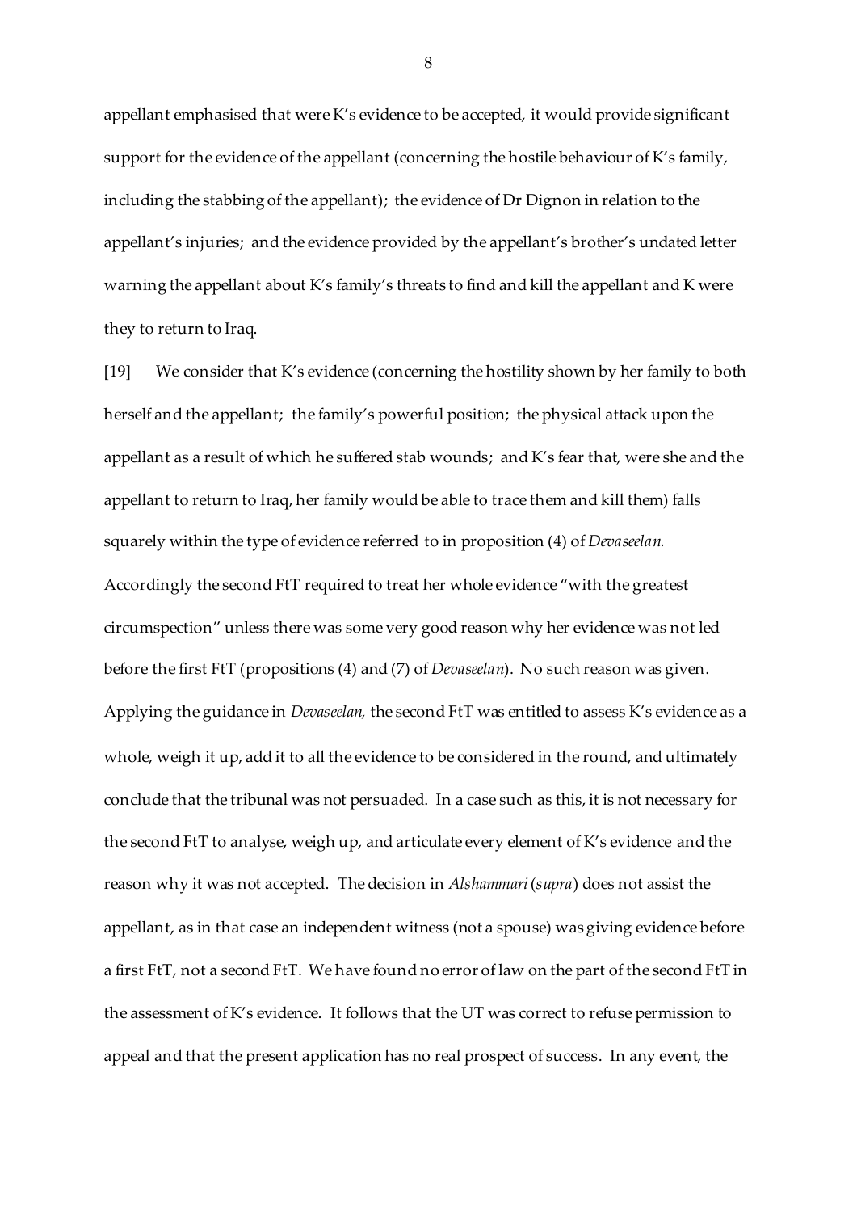appellant emphasised that were K's evidence to be accepted, it would provide significant support for the evidence of the appellant (concerning the hostile behaviour of K's family, including the stabbing of the appellant); the evidence of Dr Dignon in relation to the appellant's injuries; and the evidence provided by the appellant's brother's undated letter warning the appellant about K's family's threats to find and kill the appellant and K were they to return to Iraq.

[19] We consider that K's evidence (concerning the hostility shown by her family to both herself and the appellant; the family's powerful position; the physical attack upon the appellant as a result of which he suffered stab wounds; and K's fear that, were she and the appellant to return to Iraq, her family would be able to trace them and kill them) falls squarely within the type of evidence referred to in proposition (4) of *Devaseelan.* Accordingly the second FtT required to treat her whole evidence "with the greatest circumspection" unless there was some very good reason why her evidence was not led before the first FtT (propositions (4) and (7) of *Devaseelan*). No such reason was given. Applying the guidance in *Devaseelan,* the second FtT was entitled to assess K's evidence as a whole, weigh it up, add it to all the evidence to be considered in the round, and ultimately conclude that the tribunal was not persuaded. In a case such as this, it is not necessary for the second FtT to analyse, weigh up, and articulate every element of K's evidence and the reason why it was not accepted. The decision in *Alshammari* (*supra*) does not assist the appellant, as in that case an independent witness (not a spouse) was giving evidence before a first FtT, not a second FtT. We have found no error of law on the part of the second FtT in the assessment of K's evidence. It follows that the UT was correct to refuse permission to appeal and that the present application has no real prospect of success. In any event, the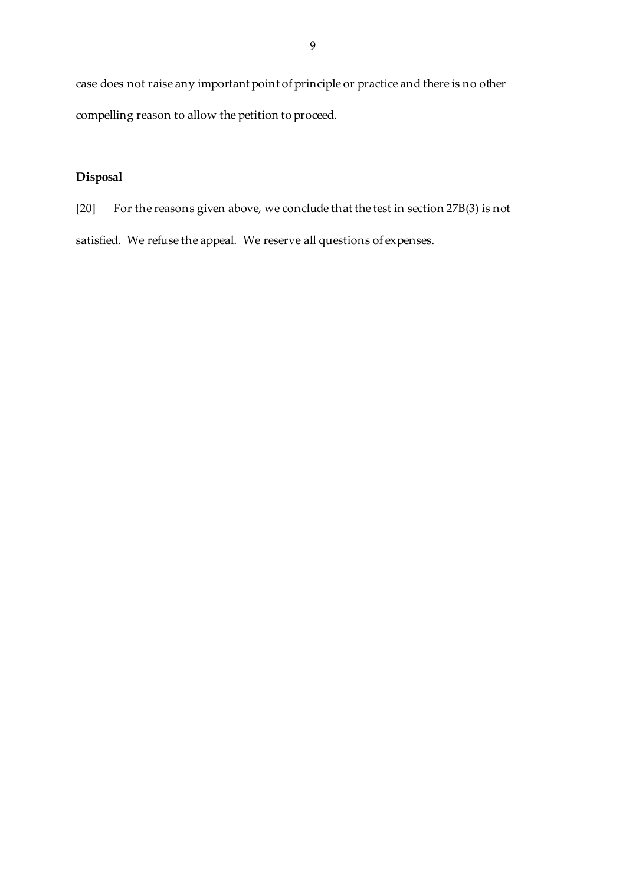case does not raise any important point of principle or practice and there is no other compelling reason to allow the petition to proceed.

**Disposal**

[20] For the reasons given above, we conclude that the test in section 27B(3) is not satisfied. We refuse the appeal. We reserve all questions of expenses.